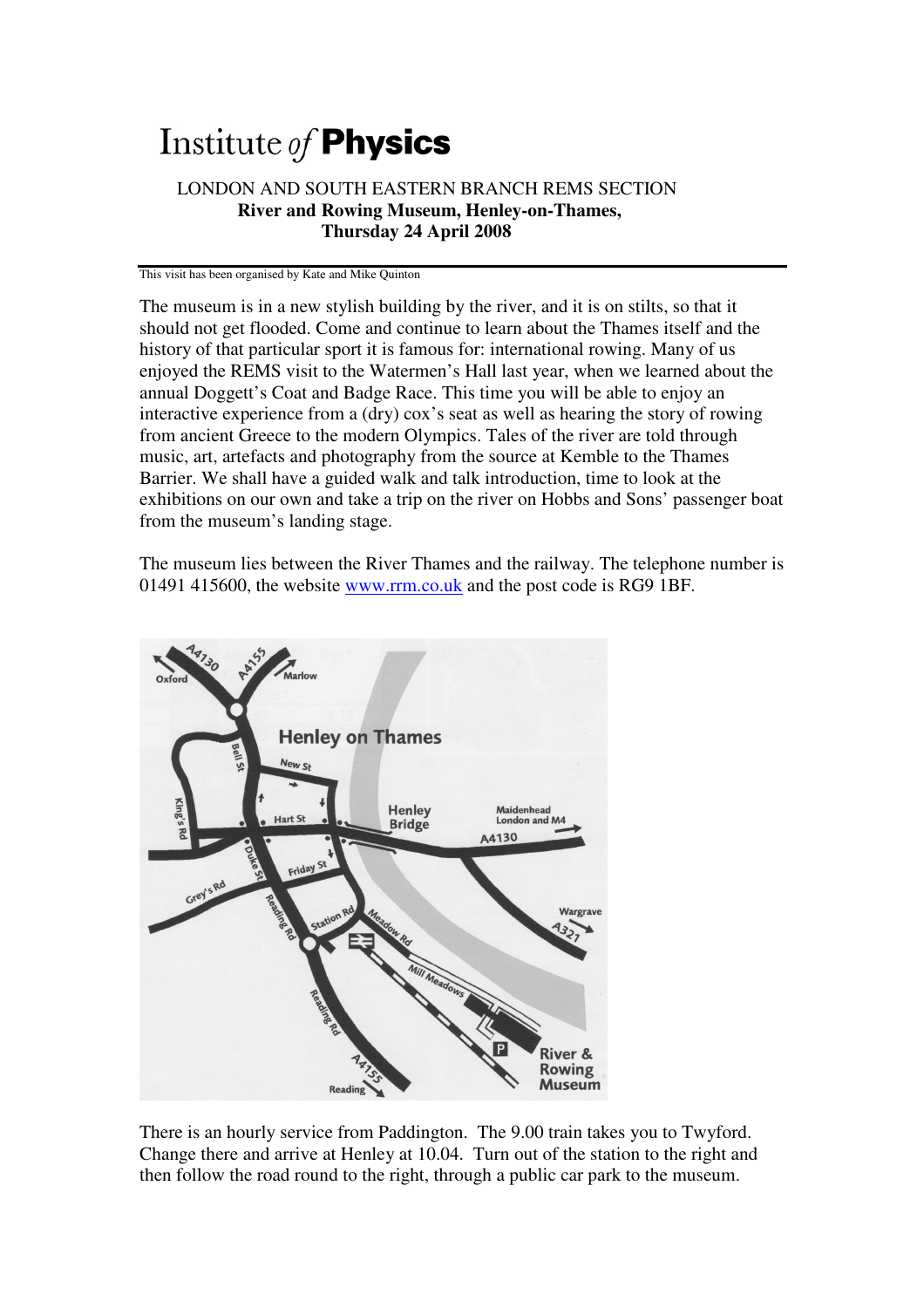# Institute *of* **Physics**

LONDON AND SOUTH EASTERN BRANCH REMS SECTION

**River and Rowing Museum, Henley-on-Thames,**

**Thursday 24 April 2008**

---

This visit has been organised by Kate and Mike Quinton

The museum is in a new stylish building by the river, and it is on stilts, so that it should not get flooded. Come and continue to learn about the Thames itself and the history of that particular sport it is famous for: international rowing. Many of us enjoyed the REMS visit to the Watermen's Hall last year, when we learned about the annual Doggett's Coat and Badge Race. This time you will be able to enjoy an interactive experience from a (dry) cox's seat as well as hearing the story of rowing from ancient Greece to the modern Olympics. Tales of the river are told through music, art, artefacts and photography from the source at Kemble to the Thames Barrier. We shall have a guided walk and talk introduction, time to look at the exhibitions on our own and take a trip on the river on Hobbs and Sons' passenger boat from the museum's landing stage.

The museum lies between the River Thames and the railway. The telephone number is 01491 415600, the website www.rrm.co.uk and the post code is RG9 1BF.

There is an hourly service from Paddington. The 9.00 train takes you to Twyford. Change there and arrive at Henley at 10.04. Turn out of the station to the right and then follow the road round to the right, through a public car park to the museum.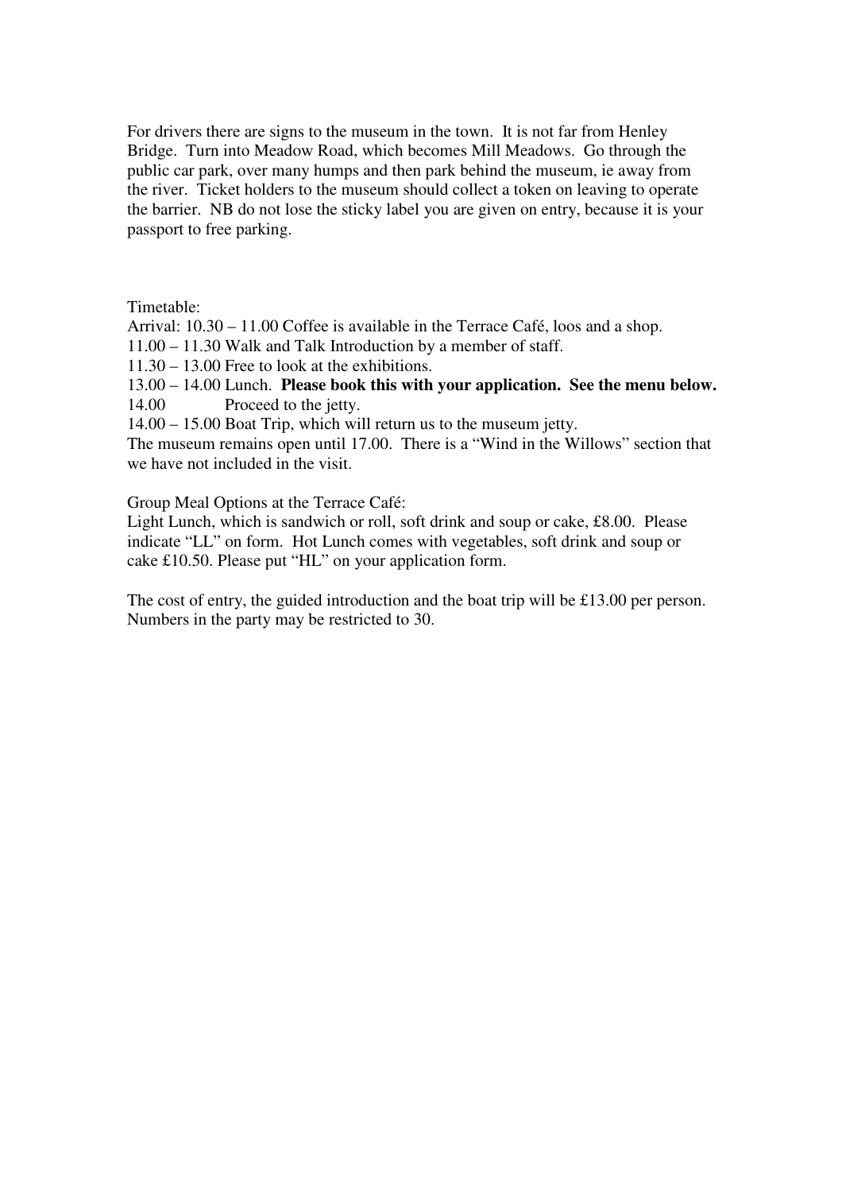For drivers there are signs to the museum in the town. It is not far from Henley Bridge. Turn into Meadow Road, which becomes Mill Meadows. Go through the public car park, over many humps and then park behind the museum, ie away from the river. Ticket holders to the museum should collect a token on leaving to operate the barrier. NB do not lose the sticky label you are given on entry, because it is your passport to free parking.

Timetable:
Arrival: 10.30 – 11.00 Coffee is available in the Terrace Café, loos and a shop.
11.00 – 11.30 Walk and Talk Introduction by a member of staff.
11.30 – 13.00 Free to look at the exhibitions.
13.00 – 14.00 Lunch. **Please book this with your application. See the menu below.**
14.00 Proceed to the jetty.
14.00 – 15.00 Boat Trip, which will return us to the museum jetty.
The museum remains open until 17.00. There is a "Wind in the Willows" section that we have not included in the visit.

Group Meal Options at the Terrace Café:
Light Lunch, which is sandwich or roll, soft drink and soup or cake, £8.00. Please indicate "LL" on form. Hot Lunch comes with vegetables, soft drink and soup or cake £10.50. Please put "HL" on your application form.

The cost of entry, the guided introduction and the boat trip will be £13.00 per person. Numbers in the party may be restricted to 30.